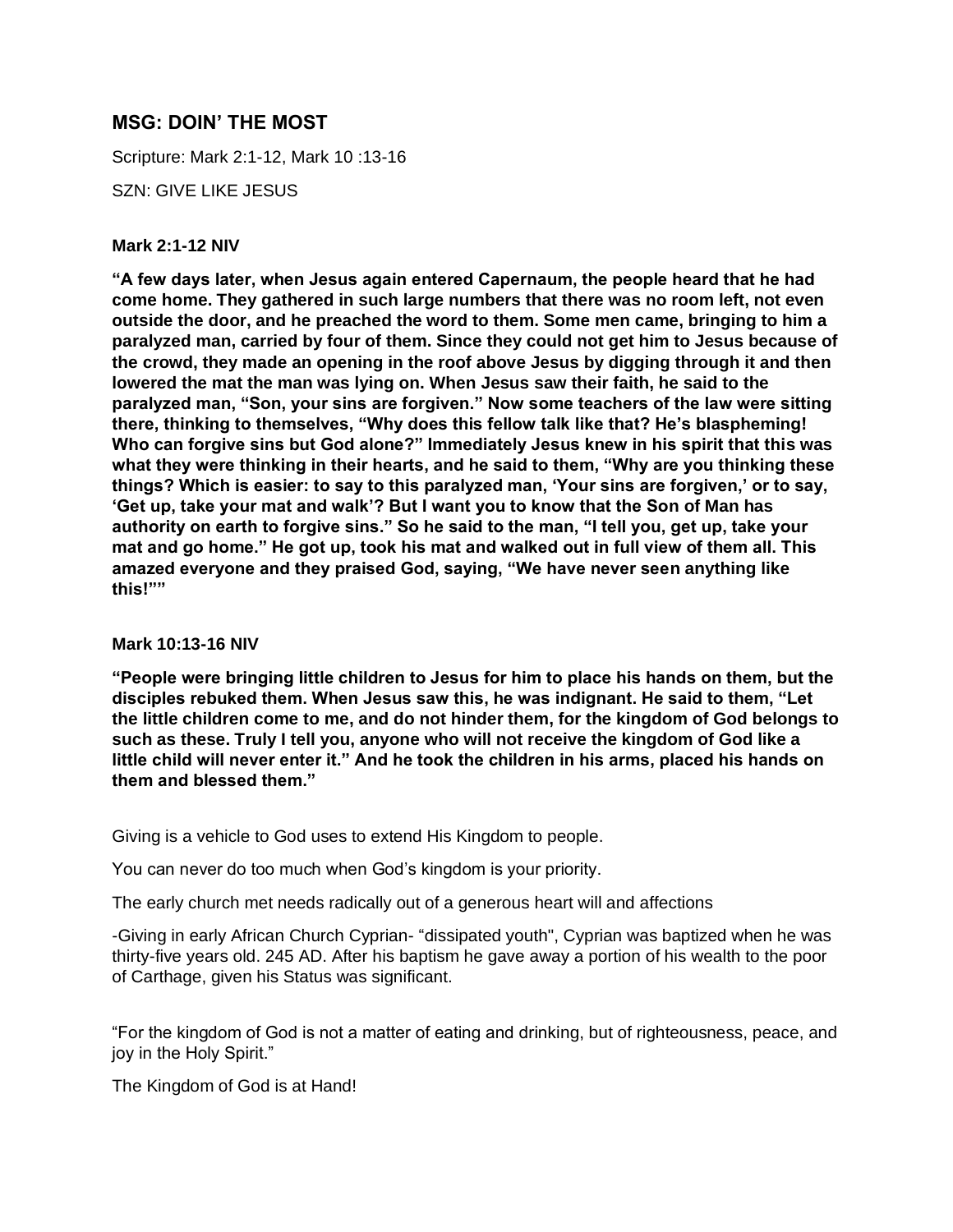## MSG: DOIN' THE MOST

Scripture: Mark 2:1-12, Mark 10 :13-16

SZN: GIVE LIKE JESUS

**Mark 2:1-12 NIV**

**"A few days later, when Jesus again entered Capernaum, the people heard that he had come home. They gathered in such large numbers that there was no room left, not even outside the door, and he preached the word to them. Some men came, bringing to him a paralyzed man, carried by four of them. Since they could not get him to Jesus because of the crowd, they made an opening in the roof above Jesus by digging through it and then lowered the mat the man was lying on. When Jesus saw their faith, he said to the paralyzed man, "Son, your sins are forgiven." Now some teachers of the law were sitting there, thinking to themselves, "Why does this fellow talk like that? He's blaspheming! Who can forgive sins but God alone?" Immediately Jesus knew in his spirit that this was what they were thinking in their hearts, and he said to them, "Why are you thinking these things? Which is easier: to say to this paralyzed man, 'Your sins are forgiven,' or to say, 'Get up, take your mat and walk'? But I want you to know that the Son of Man has authority on earth to forgive sins." So he said to the man, "I tell you, get up, take your mat and go home." He got up, took his mat and walked out in full view of them all. This amazed everyone and they praised God, saying, "We have never seen anything like this!""**

**Mark 10:13-16 NIV**

**"People were bringing little children to Jesus for him to place his hands on them, but the disciples rebuked them. When Jesus saw this, he was indignant. He said to them, "Let the little children come to me, and do not hinder them, for the kingdom of God belongs to such as these. Truly I tell you, anyone who will not receive the kingdom of God like a little child will never enter it." And he took the children in his arms, placed his hands on them and blessed them."**

Giving is a vehicle to God uses to extend His Kingdom to people.

You can never do too much when God's kingdom is your priority.

The early church met needs radically out of a generous heart will and affections

-Giving in early African Church Cyprian- "dissipated youth", Cyprian was baptized when he was thirty-five years old. 245 AD. After his baptism he gave away a portion of his wealth to the poor of Carthage, given his Status was significant.

"For the kingdom of God is not a matter of eating and drinking, but of righteousness, peace, and joy in the Holy Spirit."

The Kingdom of God is at Hand!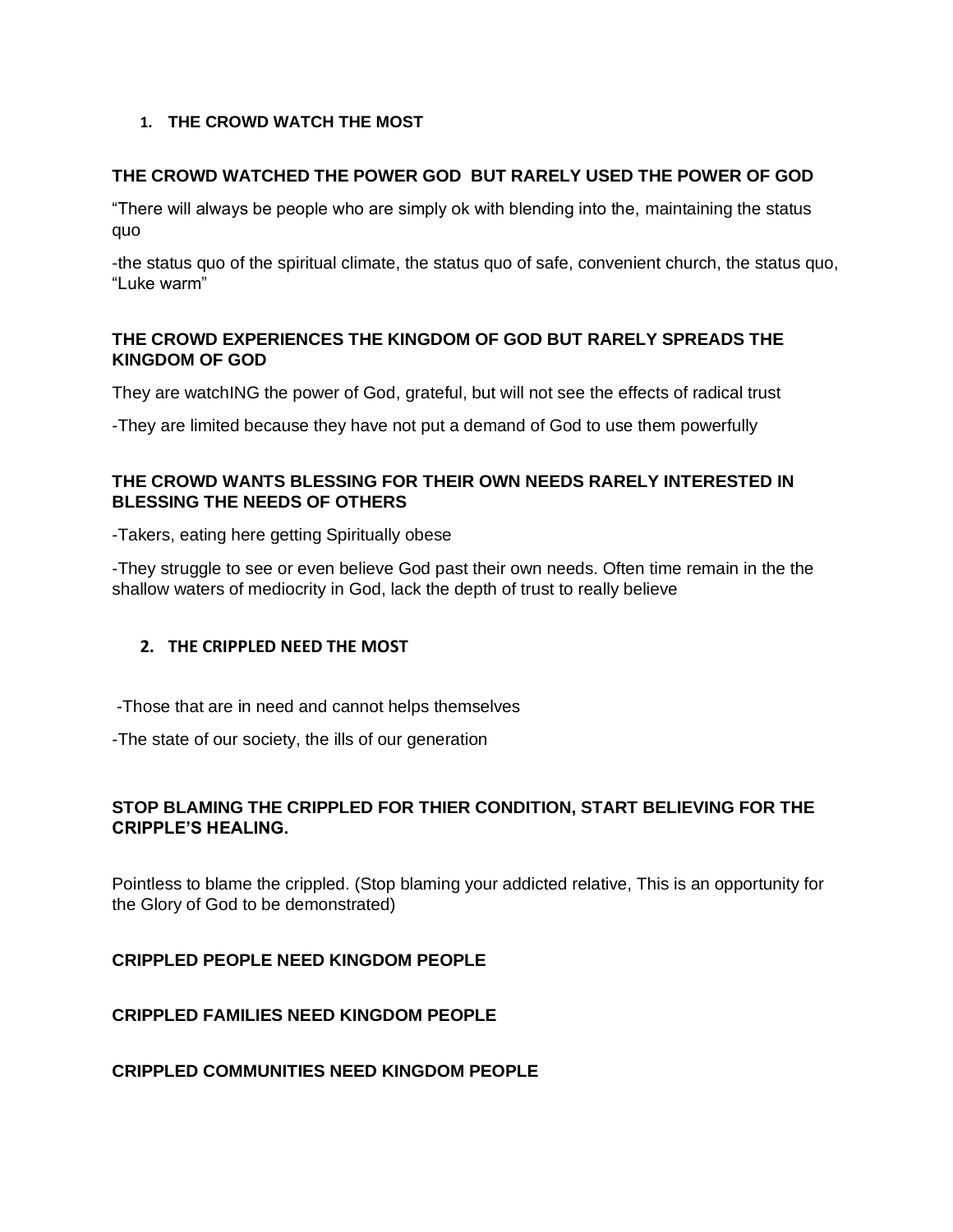1. **THE CROWD WATCH THE MOST**

**THE CROWD WATCHED THE POWER GOD  BUT RARELY USED THE POWER OF GOD**

"There will always be people who are simply ok with blending into the, maintaining the status quo

-the status quo of the spiritual climate, the status quo of safe, convenient church, the status quo, "Luke warm"

**THE CROWD EXPERIENCES THE KINGDOM OF GOD BUT RARELY SPREADS THE KINGDOM OF GOD**

They are watchING the power of God, grateful, but will not see the effects of radical trust

-They are limited because they have not put a demand of God to use them powerfully

**THE CROWD WANTS BLESSING FOR THEIR OWN NEEDS RARELY INTERESTED IN BLESSING THE NEEDS OF OTHERS**

-Takers, eating here getting Spiritually obese

-They struggle to see or even believe God past their own needs. Often time remain in the the shallow waters of mediocrity in God, lack the depth of trust to really believe

2. **THE CRIPPLED NEED THE MOST**

-Those that are in need and cannot helps themselves

-The state of our society, the ills of our generation

**STOP BLAMING THE CRIPPLED FOR THIER CONDITION, START BELIEVING FOR THE CRIPPLE'S HEALING.**

Pointless to blame the crippled. (Stop blaming your addicted relative, This is an opportunity for the Glory of God to be demonstrated)

**CRIPPLED PEOPLE NEED KINGDOM PEOPLE**

**CRIPPLED FAMILIES NEED KINGDOM PEOPLE**

**CRIPPLED COMMUNITIES NEED KINGDOM PEOPLE**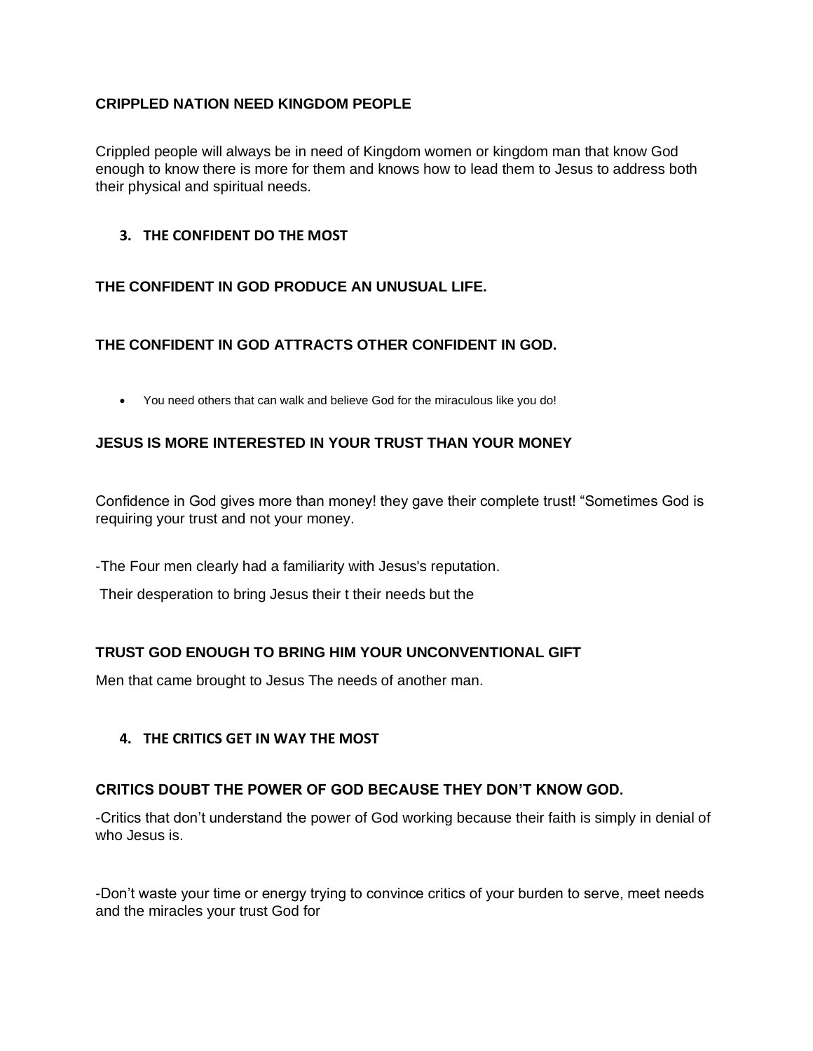**CRIPPLED NATION NEED KINGDOM PEOPLE**

Crippled people will always be in need of Kingdom women or kingdom man that know God enough to know there is more for them and knows how to lead them to Jesus to address both their physical and spiritual needs.

## 3. THE CONFIDENT DO THE MOST

**THE CONFIDENT IN GOD PRODUCE AN UNUSUAL LIFE.**

**THE CONFIDENT IN GOD ATTRACTS OTHER CONFIDENT IN GOD.**

- You need others that can walk and believe God for the miraculous like you do!

**JESUS IS MORE INTERESTED IN YOUR TRUST THAN YOUR MONEY**

Confidence in God gives more than money! they gave their complete trust! "Sometimes God is requiring your trust and not your money.

-The Four men clearly had a familiarity with Jesus's reputation.

Their desperation to bring Jesus their t their needs but the

**TRUST GOD ENOUGH TO BRING HIM YOUR UNCONVENTIONAL GIFT**

Men that came brought to Jesus The needs of another man.

## 4. THE CRITICS GET IN WAY THE MOST

**CRITICS DOUBT THE POWER OF GOD BECAUSE THEY DON'T KNOW GOD.**

-Critics that don't understand the power of God working because their faith is simply in denial of who Jesus is.

-Don't waste your time or energy trying to convince critics of your burden to serve, meet needs and the miracles your trust God for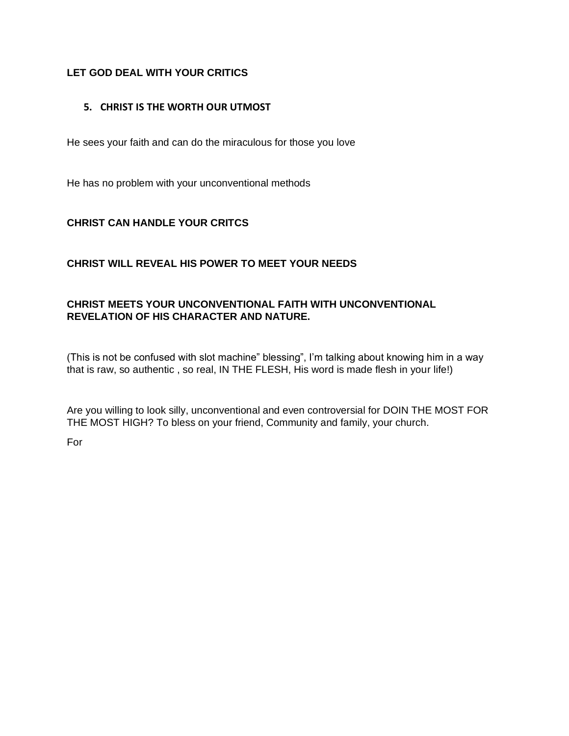**LET GOD DEAL WITH YOUR CRITICS**

5. **CHRIST IS THE WORTH OUR UTMOST**

He sees your faith and can do the miraculous for those you love

He has no problem with your unconventional methods

**CHRIST CAN HANDLE YOUR CRITCS**

**CHRIST WILL REVEAL HIS POWER TO MEET YOUR NEEDS**

**CHRIST MEETS YOUR UNCONVENTIONAL FAITH WITH UNCONVENTIONAL REVELATION OF HIS CHARACTER AND NATURE.**

(This is not be confused with slot machine" blessing", I'm talking about knowing him in a way that is raw, so authentic , so real, IN THE FLESH, His word is made flesh in your life!)

Are you willing to look silly, unconventional and even controversial for DOIN THE MOST FOR THE MOST HIGH? To bless on your friend, Community and family, your church.

For